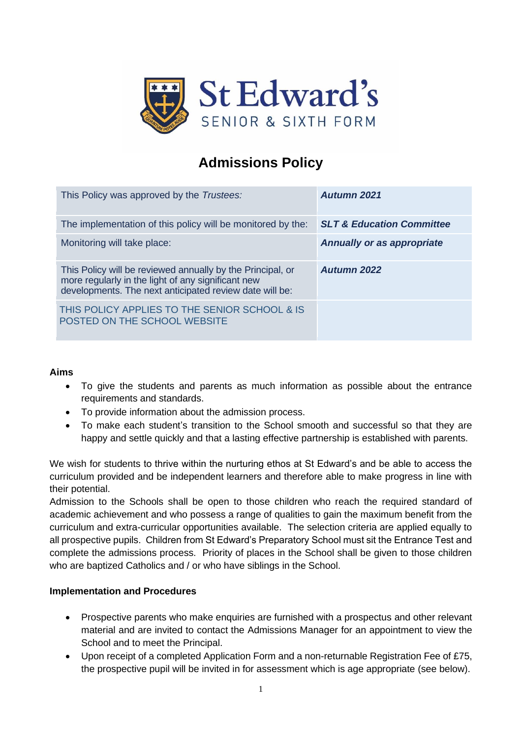# St Edward's
SENIOR & SIXTH FORM

# Admissions Policy

| This Policy was approved by the *Trustees:* | ***Autumn 2021*** |
|---|---|
| The implementation of this policy will be monitored by the: | ***SLT & Education Committee*** |
| Monitoring will take place: | ***Annually or as appropriate*** |
| This Policy will be reviewed annually by the Principal, or more regularly in the light of any significant new developments. The next anticipated review date will be: | ***Autumn 2022*** |
| THIS POLICY APPLIES TO THE SENIOR SCHOOL & IS POSTED ON THE SCHOOL WEBSITE | |

**Aims**

- To give the students and parents as much information as possible about the entrance requirements and standards.
- To provide information about the admission process.
- To make each student's transition to the School smooth and successful so that they are happy and settle quickly and that a lasting effective partnership is established with parents.

We wish for students to thrive within the nurturing ethos at St Edward's and be able to access the curriculum provided and be independent learners and therefore able to make progress in line with their potential.
Admission to the Schools shall be open to those children who reach the required standard of academic achievement and who possess a range of qualities to gain the maximum benefit from the curriculum and extra-curricular opportunities available. The selection criteria are applied equally to all prospective pupils. Children from St Edward's Preparatory School must sit the Entrance Test and complete the admissions process. Priority of places in the School shall be given to those children who are baptized Catholics and / or who have siblings in the School.

**Implementation and Procedures**

- Prospective parents who make enquiries are furnished with a prospectus and other relevant material and are invited to contact the Admissions Manager for an appointment to view the School and to meet the Principal.
- Upon receipt of a completed Application Form and a non-returnable Registration Fee of £75, the prospective pupil will be invited in for assessment which is age appropriate (see below).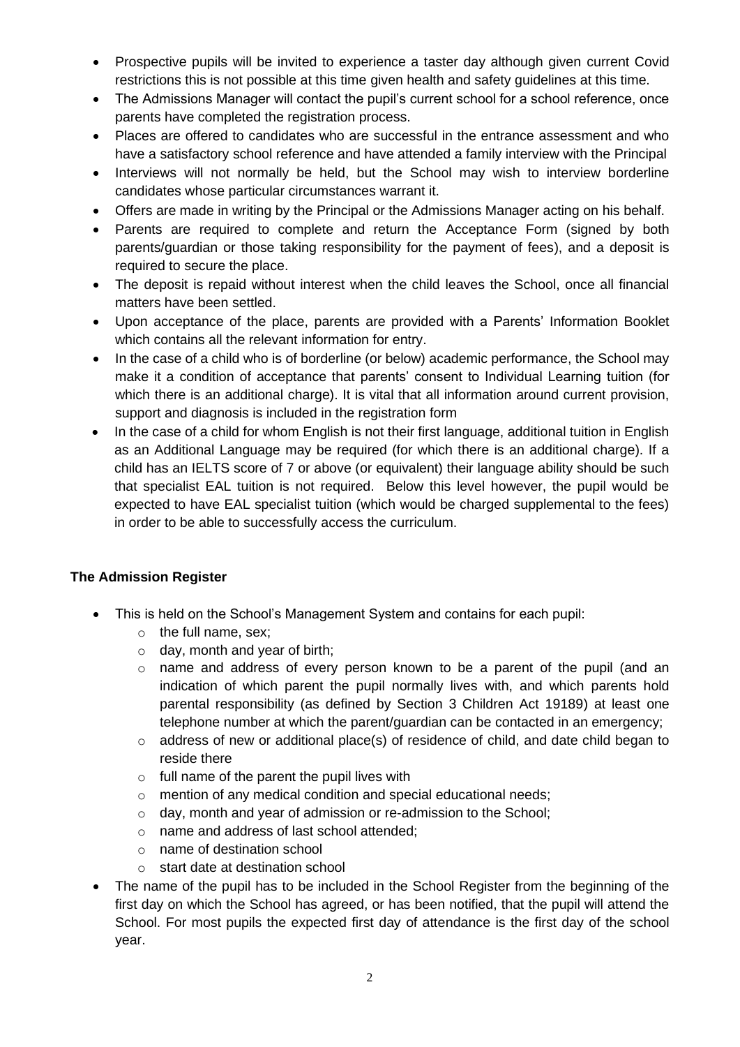- Prospective pupils will be invited to experience a taster day although given current Covid restrictions this is not possible at this time given health and safety guidelines at this time.
- The Admissions Manager will contact the pupil's current school for a school reference, once parents have completed the registration process.
- Places are offered to candidates who are successful in the entrance assessment and who have a satisfactory school reference and have attended a family interview with the Principal
- Interviews will not normally be held, but the School may wish to interview borderline candidates whose particular circumstances warrant it.
- Offers are made in writing by the Principal or the Admissions Manager acting on his behalf.
- Parents are required to complete and return the Acceptance Form (signed by both parents/guardian or those taking responsibility for the payment of fees), and a deposit is required to secure the place.
- The deposit is repaid without interest when the child leaves the School, once all financial matters have been settled.
- Upon acceptance of the place, parents are provided with a Parents' Information Booklet which contains all the relevant information for entry.
- In the case of a child who is of borderline (or below) academic performance, the School may make it a condition of acceptance that parents' consent to Individual Learning tuition (for which there is an additional charge). It is vital that all information around current provision, support and diagnosis is included in the registration form
- In the case of a child for whom English is not their first language, additional tuition in English as an Additional Language may be required (for which there is an additional charge). If a child has an IELTS score of 7 or above (or equivalent) their language ability should be such that specialist EAL tuition is not required. Below this level however, the pupil would be expected to have EAL specialist tuition (which would be charged supplemental to the fees) in order to be able to successfully access the curriculum.

**The Admission Register**

- This is held on the School's Management System and contains for each pupil:
  - the full name, sex;
  - day, month and year of birth;
  - name and address of every person known to be a parent of the pupil (and an indication of which parent the pupil normally lives with, and which parents hold parental responsibility (as defined by Section 3 Children Act 19189) at least one telephone number at which the parent/guardian can be contacted in an emergency;
  - address of new or additional place(s) of residence of child, and date child began to reside there
  - full name of the parent the pupil lives with
  - mention of any medical condition and special educational needs;
  - day, month and year of admission or re-admission to the School;
  - name and address of last school attended;
  - name of destination school
  - start date at destination school
- The name of the pupil has to be included in the School Register from the beginning of the first day on which the School has agreed, or has been notified, that the pupil will attend the School. For most pupils the expected first day of attendance is the first day of the school year.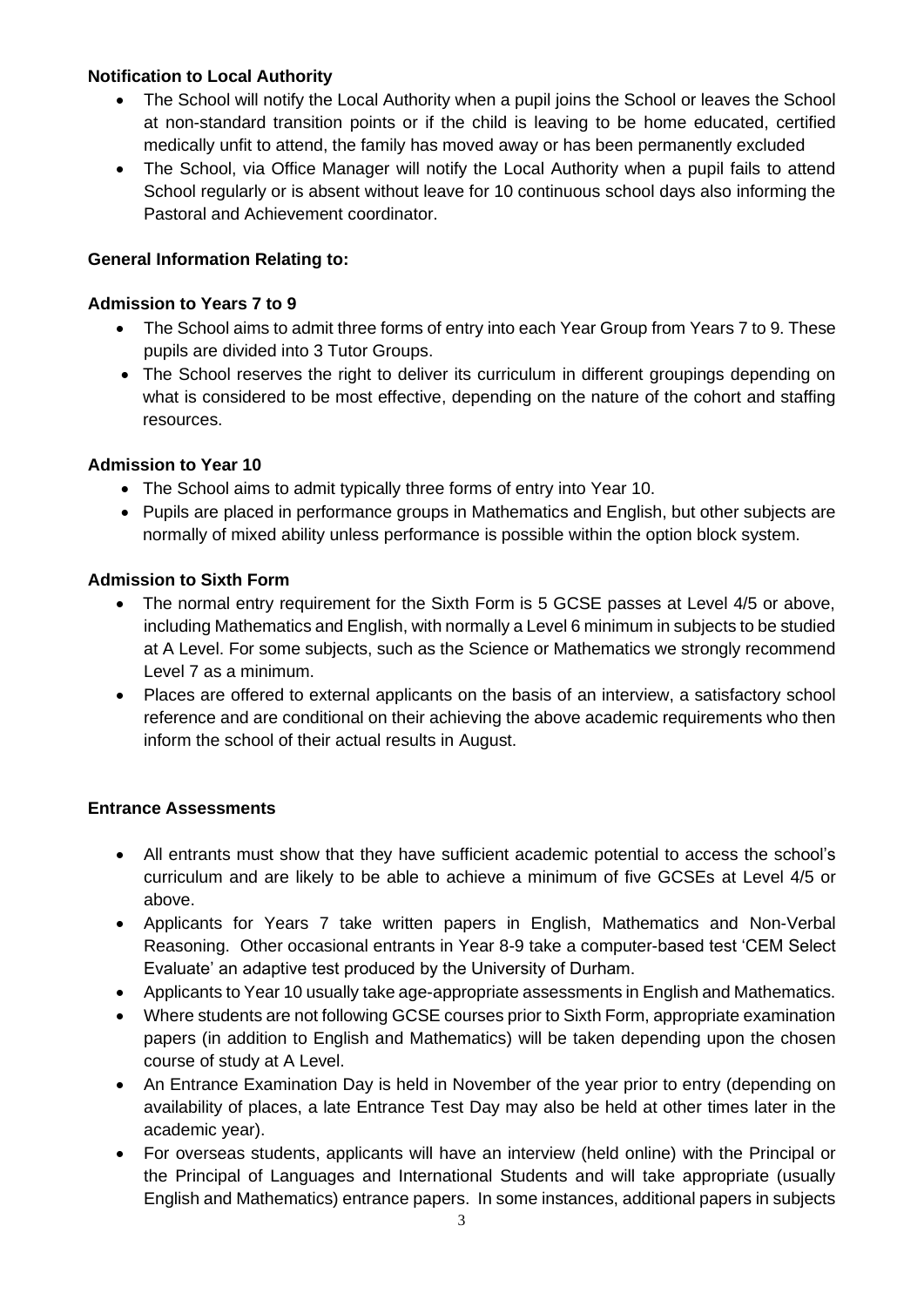**Notification to Local Authority**

- The School will notify the Local Authority when a pupil joins the School or leaves the School at non-standard transition points or if the child is leaving to be home educated, certified medically unfit to attend, the family has moved away or has been permanently excluded
- The School, via Office Manager will notify the Local Authority when a pupil fails to attend School regularly or is absent without leave for 10 continuous school days also informing the Pastoral and Achievement coordinator.

**General Information Relating to:**

**Admission to Years 7 to 9**

- The School aims to admit three forms of entry into each Year Group from Years 7 to 9. These pupils are divided into 3 Tutor Groups.
- The School reserves the right to deliver its curriculum in different groupings depending on what is considered to be most effective, depending on the nature of the cohort and staffing resources.

**Admission to Year 10**

- The School aims to admit typically three forms of entry into Year 10.
- Pupils are placed in performance groups in Mathematics and English, but other subjects are normally of mixed ability unless performance is possible within the option block system.

**Admission to Sixth Form**

- The normal entry requirement for the Sixth Form is 5 GCSE passes at Level 4/5 or above, including Mathematics and English, with normally a Level 6 minimum in subjects to be studied at A Level. For some subjects, such as the Science or Mathematics we strongly recommend Level 7 as a minimum.
- Places are offered to external applicants on the basis of an interview, a satisfactory school reference and are conditional on their achieving the above academic requirements who then inform the school of their actual results in August.

**Entrance Assessments**

- All entrants must show that they have sufficient academic potential to access the school's curriculum and are likely to be able to achieve a minimum of five GCSEs at Level 4/5 or above.
- Applicants for Years 7 take written papers in English, Mathematics and Non-Verbal Reasoning. Other occasional entrants in Year 8-9 take a computer-based test 'CEM Select Evaluate' an adaptive test produced by the University of Durham.
- Applicants to Year 10 usually take age-appropriate assessments in English and Mathematics.
- Where students are not following GCSE courses prior to Sixth Form, appropriate examination papers (in addition to English and Mathematics) will be taken depending upon the chosen course of study at A Level.
- An Entrance Examination Day is held in November of the year prior to entry (depending on availability of places, a late Entrance Test Day may also be held at other times later in the academic year).
- For overseas students, applicants will have an interview (held online) with the Principal or the Principal of Languages and International Students and will take appropriate (usually English and Mathematics) entrance papers. In some instances, additional papers in subjects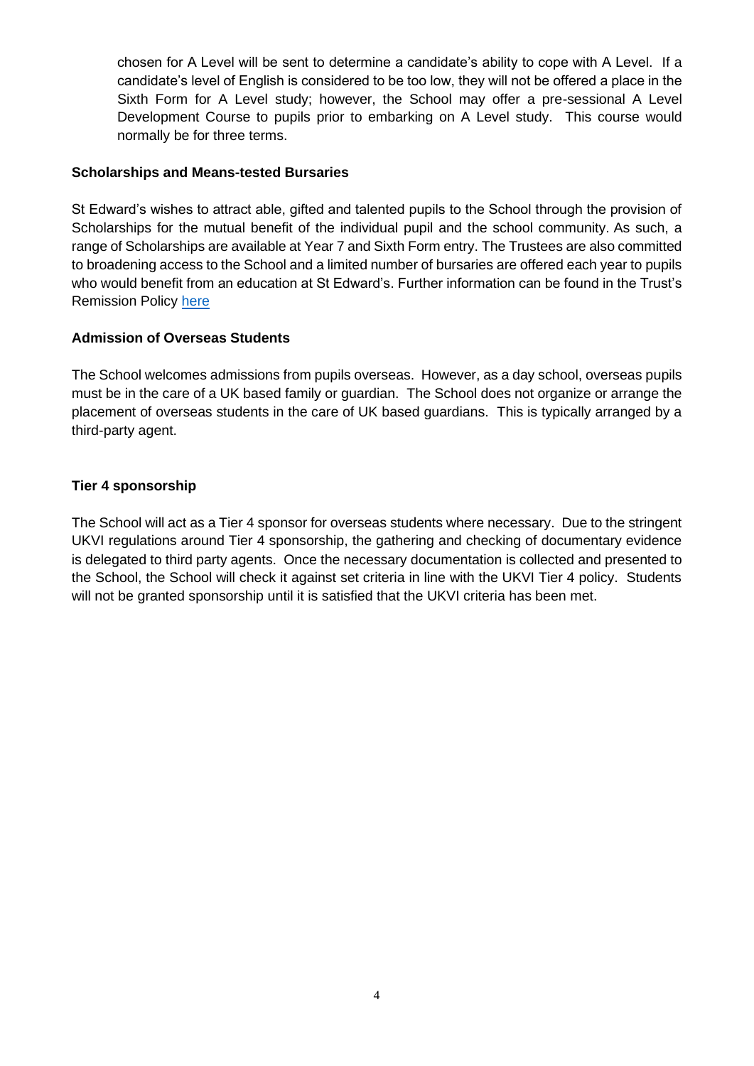chosen for A Level will be sent to determine a candidate's ability to cope with A Level. If a candidate's level of English is considered to be too low, they will not be offered a place in the Sixth Form for A Level study; however, the School may offer a pre-sessional A Level Development Course to pupils prior to embarking on A Level study. This course would normally be for three terms.

**Scholarships and Means-tested Bursaries**

St Edward's wishes to attract able, gifted and talented pupils to the School through the provision of Scholarships for the mutual benefit of the individual pupil and the school community. As such, a range of Scholarships are available at Year 7 and Sixth Form entry. The Trustees are also committed to broadening access to the School and a limited number of bursaries are offered each year to pupils who would benefit from an education at St Edward's. Further information can be found in the Trust's Remission Policy here

**Admission of Overseas Students**

The School welcomes admissions from pupils overseas. However, as a day school, overseas pupils must be in the care of a UK based family or guardian. The School does not organize or arrange the placement of overseas students in the care of UK based guardians. This is typically arranged by a third-party agent.

**Tier 4 sponsorship**

The School will act as a Tier 4 sponsor for overseas students where necessary. Due to the stringent UKVI regulations around Tier 4 sponsorship, the gathering and checking of documentary evidence is delegated to third party agents. Once the necessary documentation is collected and presented to the School, the School will check it against set criteria in line with the UKVI Tier 4 policy. Students will not be granted sponsorship until it is satisfied that the UKVI criteria has been met.